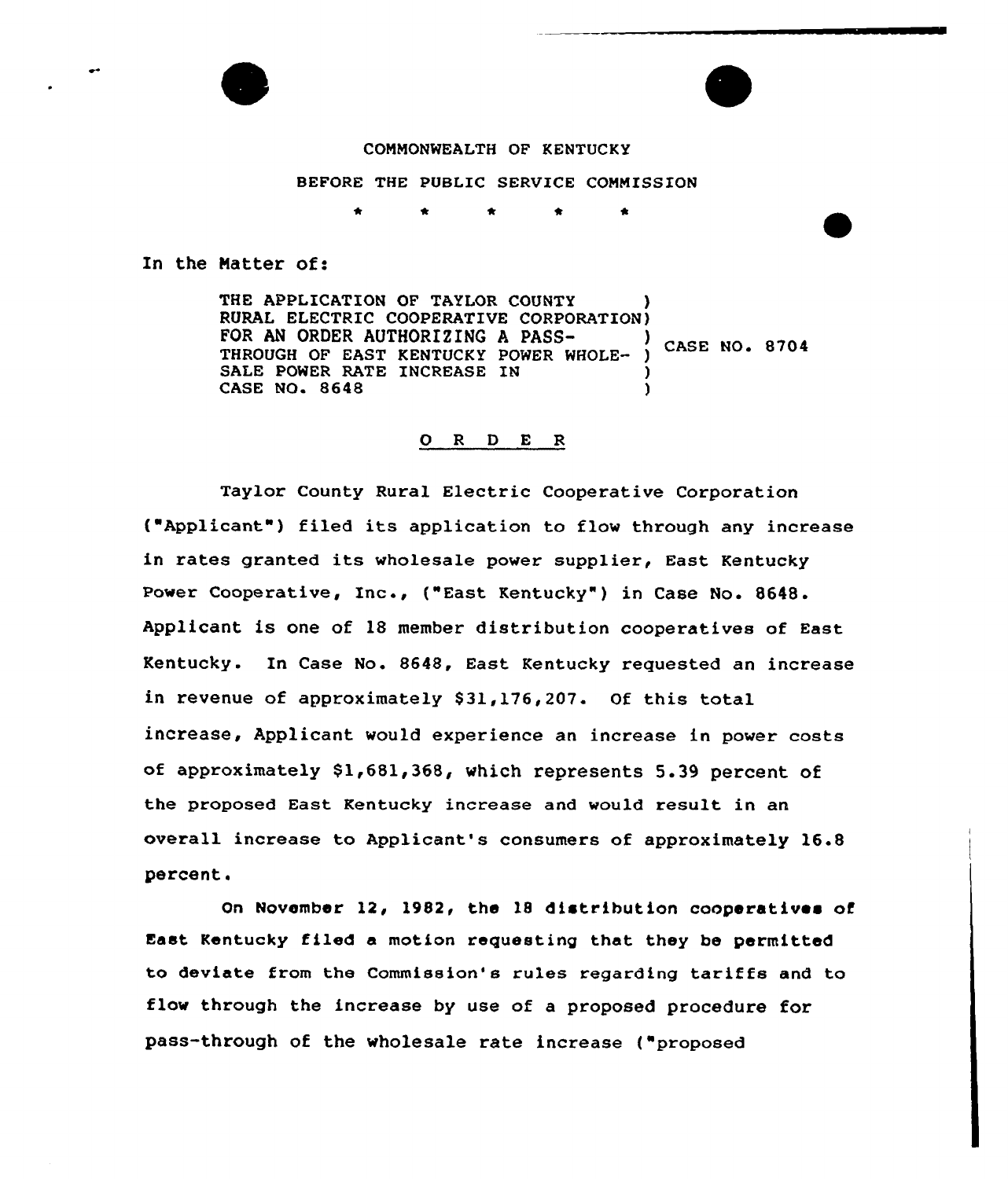COMMONWEALTH OF KENTUCKY

BEFORE THE PUBLIC SERVICE COMMISSION

\* \* \* \* \*

In the Matter of:

THE APPLICATION OF TAYLOR COUNTY RURAL ELECTRIC COOPERATIVE CORPORATION FOR AN ORDER AUTHORIZING A PASS-THROUGH OF EAST KENTUCKY POWER WHOLESALE POWER RATE INCREASE IN CASE NO. 8648 ) CASE NO. 8704

O R D E R

Taylor County Rural Electric Cooperative Corporation ("Applicant") filed its application to flow through any increase in rates granted its wholesale power supplier, East Kentucky Power Cooperative, Inc., ("East Kentucky") in Case No. 8648. Applicant is one of 18 member distribution cooperatives of East Kentucky. In Case No. 8648, East Kentucky requested an increase in revenue of approximately $31,176,207. Of this total increase, Applicant would experience an increase in power costs of approximately $1,681,368, which represents 5.39 percent of the proposed East Kentucky increase and would result in an overall increase to Applicant's consumers of approximately 16.8 percent.

On November 12, 1982, the 18 distribution cooperatives of East Kentucky filed a motion requesting that they be permitted to deviate from the Commission's rules regarding tariffs and to flow through the increase by use of a proposed procedure for pass-through of the wholesale rate increase ("proposed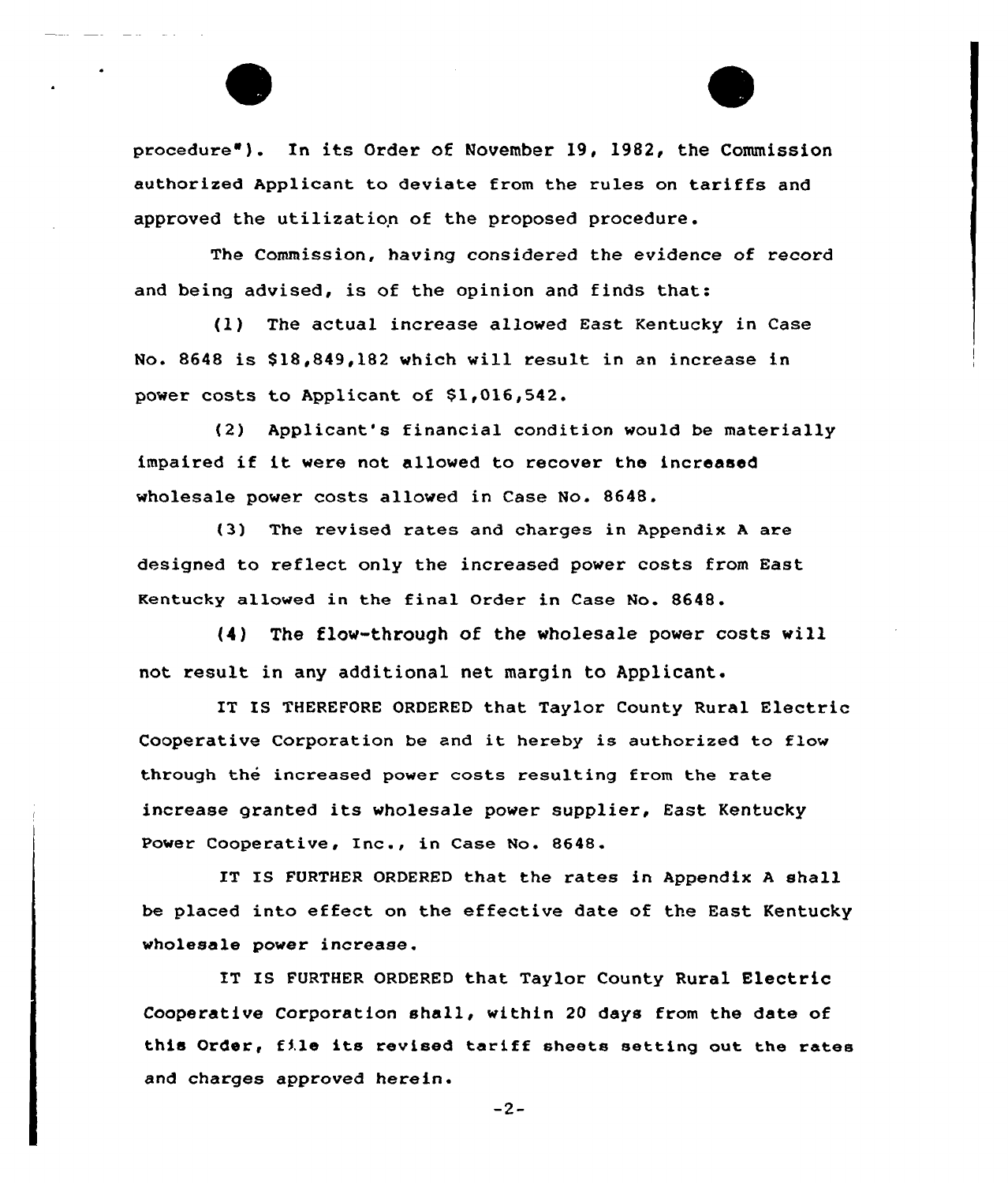procedure"). In its Order of November 19, 1982, the Commission authorized Applicant to deviate from the rules on tariffs and approved the utilization of the proposed procedure.

The Commission, having considered the evidence of record and being advised, is of the opinion and finds that:

(1) The actual increase allowed East Kentucky in Case No. 8648 is $18,849,182 which will result in an increase in power costs to Applicant of $1,016,542.

(2) Applicant's financial condition would be materially impaired if it were not allowed to recover the increased wholesale power costs allowed in Case No. 8648.

(3) The revised rates and charges in Appendix A are designed to reflect only the increased power costs from East Kentucky allowed in the final Order in Case No. 8648.

(4) The flow-through of the wholesale power costs will not result in any additional net margin to Applicant.

IT IS THEREFORE ORDERED that Taylor County Rural Electric Cooperative Corporation be and it hereby is authorized to flow through the increased power costs resulting from the rate increase granted its wholesale power supplier, East Kentucky Power Cooperative, Inc., in Case No. 8648.

IT IS FURTHER ORDERED that the rates in Appendix A shall be placed into effect on the effective date of the East Kentucky wholesale power increase.

IT IS FURTHER ORDERED that Taylor County Rural Electric Cooperative Corporation shall, within 20 days from the date of this Order, file its revised tariff sheets setting out the rates and charges approved herein.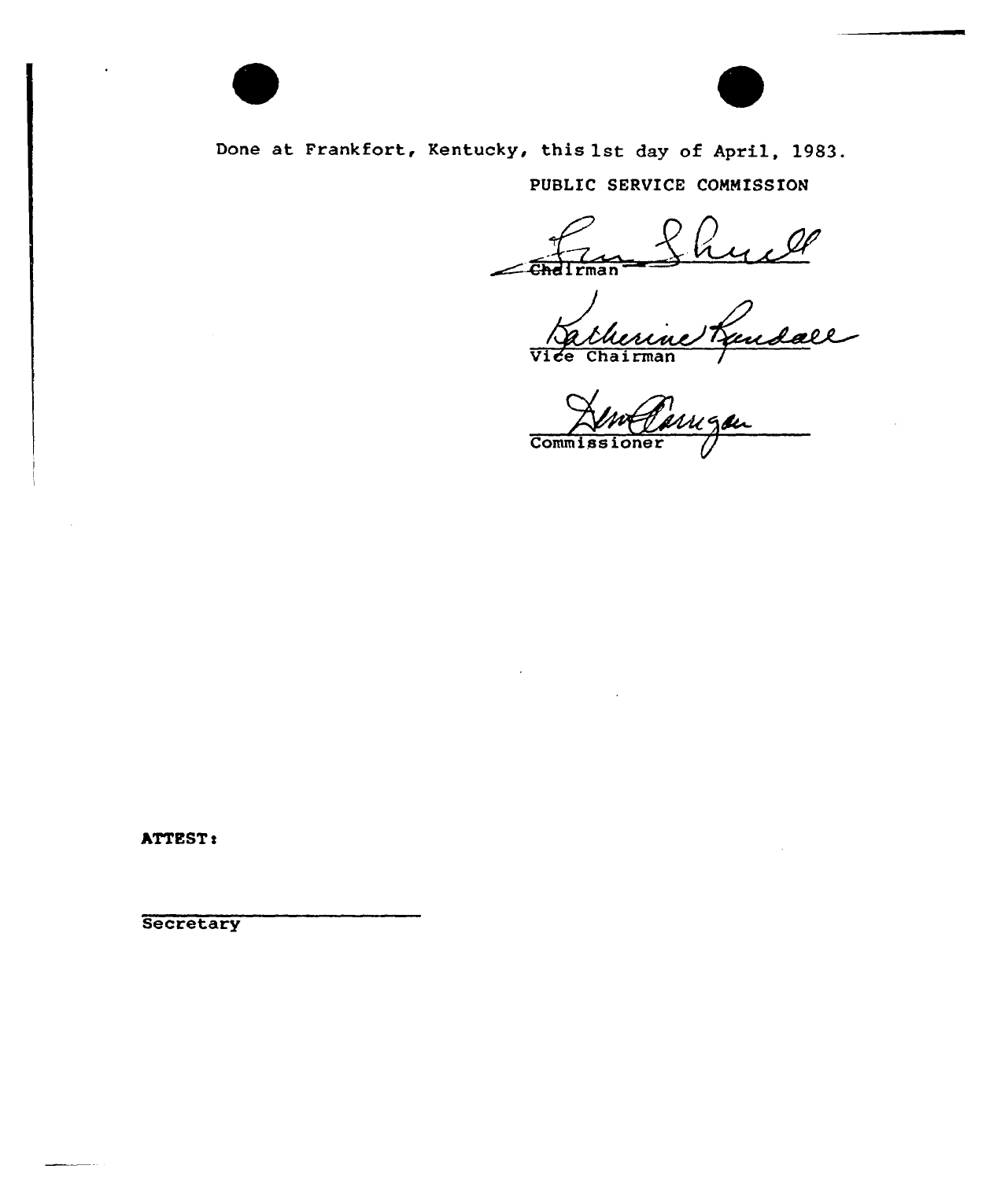Done at Frankfort, Kentucky, this 1st day of April, 1983.

PUBLIC SERVICE COMMISSION

Chairman

Vice Chairman

Commissioner

ATTEST:

Secretary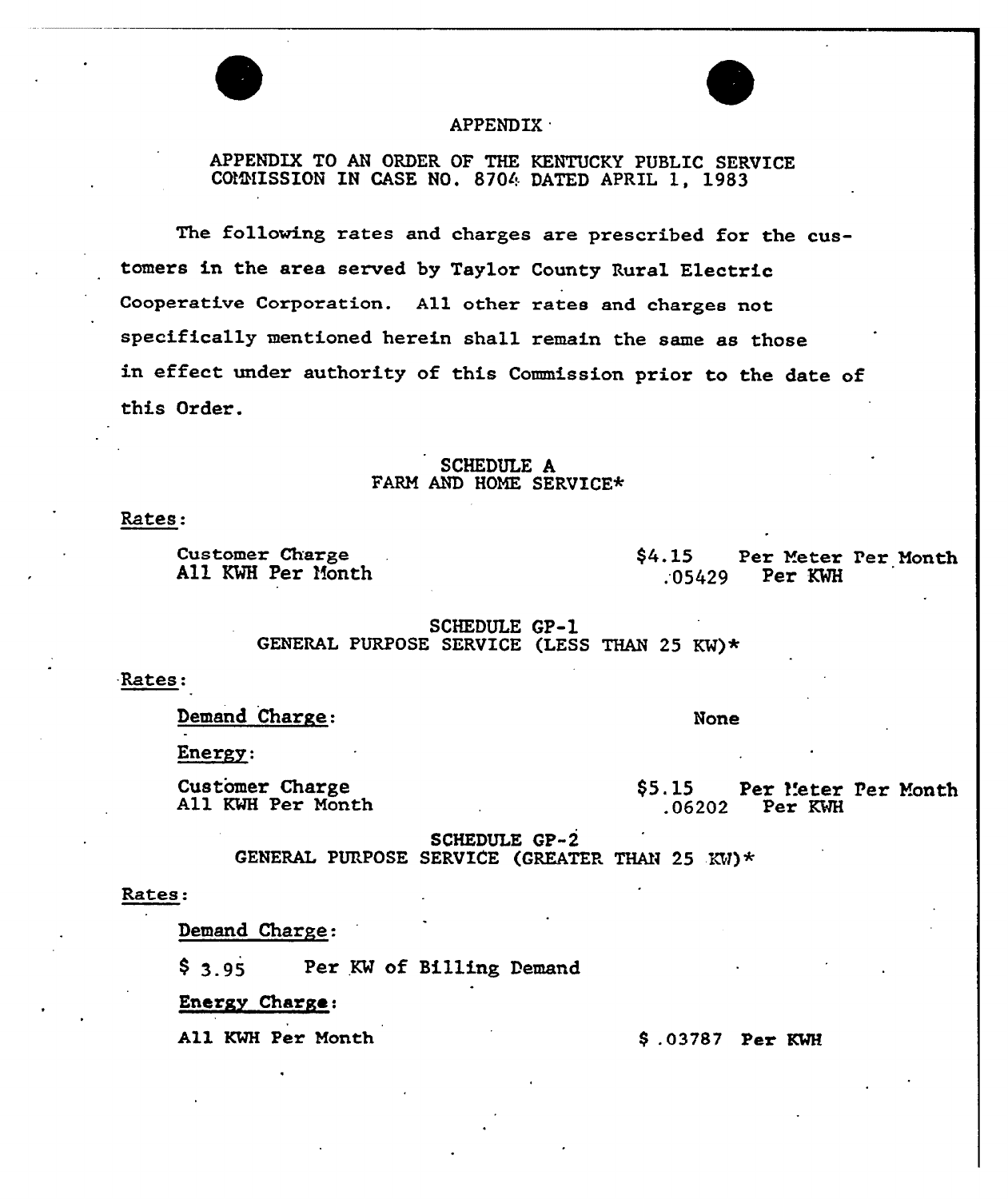# APPENDIX

APPENDIX TO AN ORDER OF THE KENTUCKY PUBLIC SERVICE COMMISSION IN CASE NO. 8704 DATED APRIL 1, 1983

The following rates and charges are prescribed for the customers in the area served by Taylor County Rural Electric Cooperative Corporation. All other rates and charges not specifically mentioned herein shall remain the same as those in effect under authority of this Commission prior to the date of this Order.

## SCHEDULE A
## FARM AND HOME SERVICE*

Rates:

| | | |
|---|---|---|
| Customer Charge | $4.15 | Per Meter Per Month |
| All KWH Per Month | .05429 | Per KWH |

## SCHEDULE GP-1
## GENERAL PURPOSE SERVICE (LESS THAN 25 KW)*

Rates:

Demand Charge: None

Energy:

| | | |
|---|---|---|
| Customer Charge | $5.15 | Per Meter Per Month |
| All KWH Per Month | .06202 | Per KWH |

## SCHEDULE GP-2
## GENERAL PURPOSE SERVICE (GREATER THAN 25 KW)*

Rates:

Demand Charge:

$ 3.95 Per KW of Billing Demand

Energy Charge:

All KWH Per Month $ .03787 Per KWH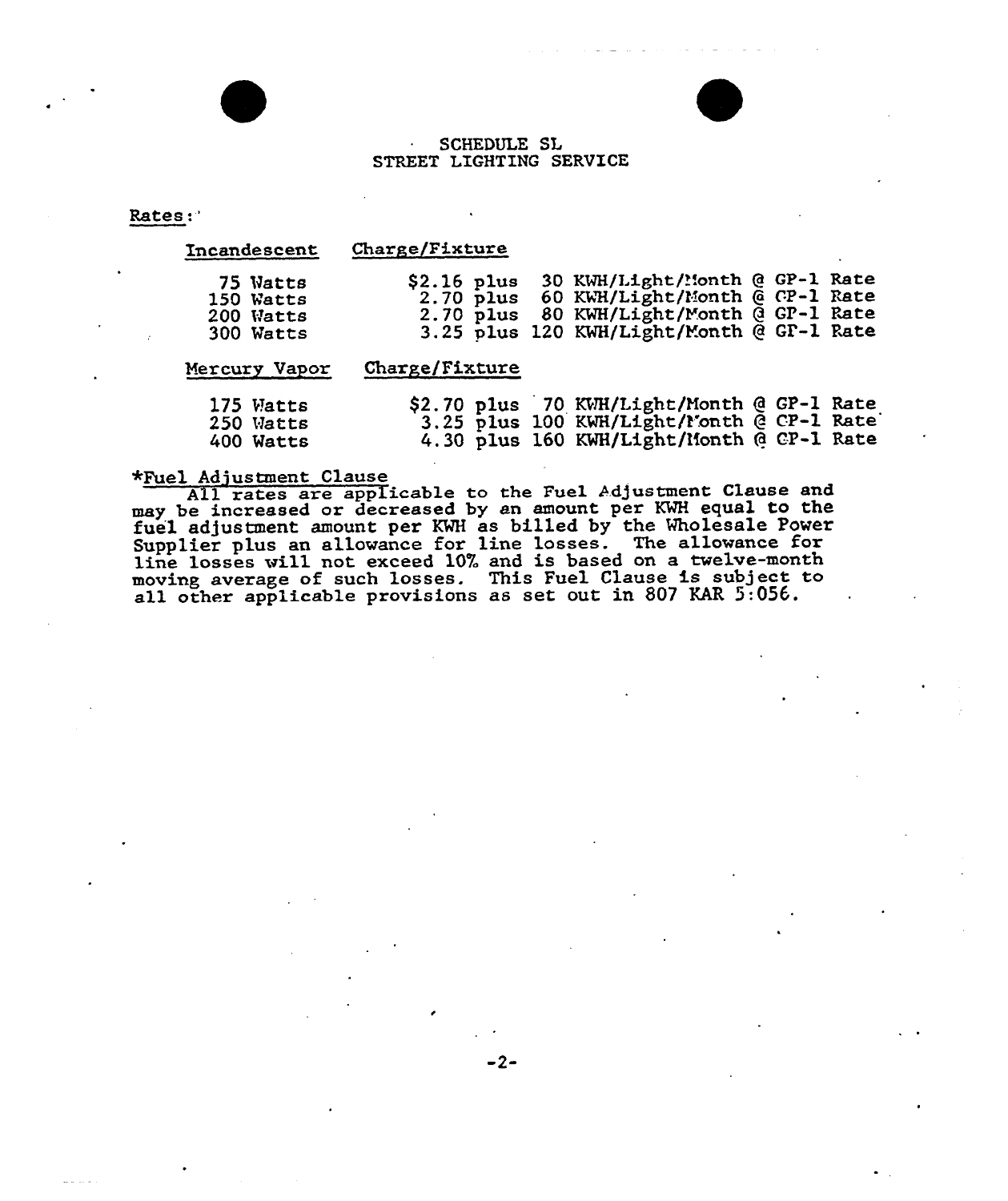# SCHEDULE SL
## STREET LIGHTING SERVICE

Rates:

| Incandescent | Charge/Fixture |
|---|---|
| 75 Watts | $2.16 plus 30 KWH/Light/Month @ GP-1 Rate |
| 150 Watts | 2.70 plus 60 KWH/Light/Month @ GP-1 Rate |
| 200 Watts | 2.70 plus 80 KWH/Light/Month @ GP-1 Rate |
| 300 Watts | 3.25 plus 120 KWH/Light/Month @ GP-1 Rate |

| Mercury Vapor | Charge/Fixture |
|---|---|
| 175 Watts | $2.70 plus 70 KWH/Light/Month @ GP-1 Rate |
| 250 Watts | 3.25 plus 100 KWH/Light/Month @ GP-1 Rate |
| 400 Watts | 4.30 plus 160 KWH/Light/Month @ GP-1 Rate |

*Fuel Adjustment Clause

All rates are applicable to the Fuel Adjustment Clause and may be increased or decreased by an amount per KWH equal to the fuel adjustment amount per KWH as billed by the Wholesale Power Supplier plus an allowance for line losses. The allowance for line losses will not exceed 10% and is based on a twelve-month moving average of such losses. This Fuel Clause is subject to all other applicable provisions as set out in 807 KAR 5:056.